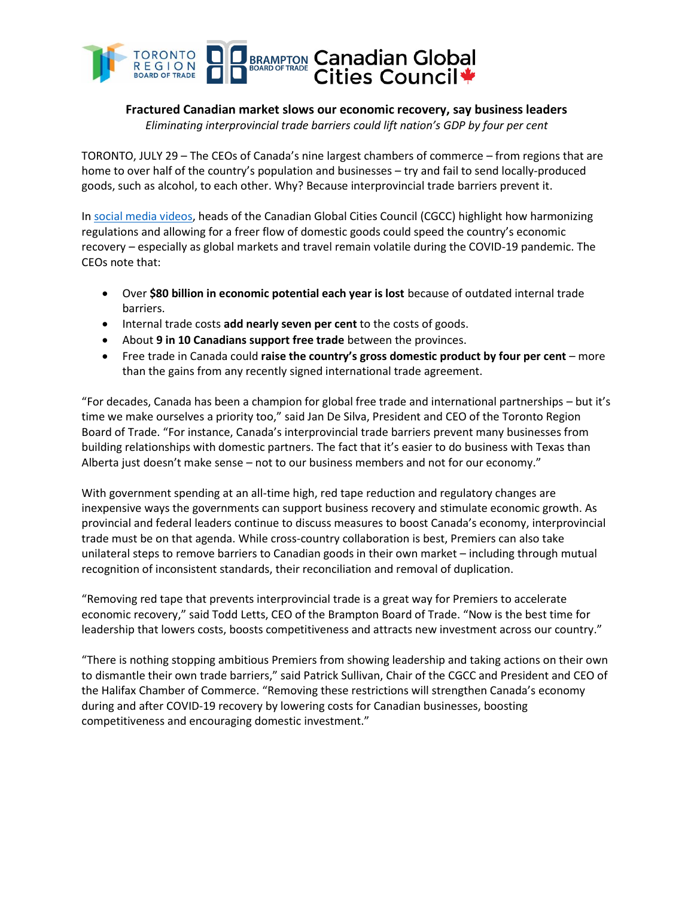TORONTO REGION BOARD OF TRADE | BRAMPTON BOARD OF TRADE | Canadian Global Cities Council

**Fractured Canadian market slows our economic recovery, say business leaders**

*Eliminating interprovincial trade barriers could lift nation's GDP by four per cent*

TORONTO, JULY 29 – The CEOs of Canada's nine largest chambers of commerce – from regions that are home to over half of the country's population and businesses – try and fail to send locally-produced goods, such as alcohol, to each other. Why? Because interprovincial trade barriers prevent it.

In social media videos, heads of the Canadian Global Cities Council (CGCC) highlight how harmonizing regulations and allowing for a freer flow of domestic goods could speed the country's economic recovery – especially as global markets and travel remain volatile during the COVID-19 pandemic. The CEOs note that:

- Over **$80 billion in economic potential each year is lost** because of outdated internal trade barriers.
- Internal trade costs **add nearly seven per cent** to the costs of goods.
- About **9 in 10 Canadians support free trade** between the provinces.
- Free trade in Canada could **raise the country's gross domestic product by four per cent** – more than the gains from any recently signed international trade agreement.

"For decades, Canada has been a champion for global free trade and international partnerships – but it's time we make ourselves a priority too," said Jan De Silva, President and CEO of the Toronto Region Board of Trade. "For instance, Canada's interprovincial trade barriers prevent many businesses from building relationships with domestic partners. The fact that it's easier to do business with Texas than Alberta just doesn't make sense – not to our business members and not for our economy."

With government spending at an all-time high, red tape reduction and regulatory changes are inexpensive ways the governments can support business recovery and stimulate economic growth. As provincial and federal leaders continue to discuss measures to boost Canada's economy, interprovincial trade must be on that agenda. While cross-country collaboration is best, Premiers can also take unilateral steps to remove barriers to Canadian goods in their own market – including through mutual recognition of inconsistent standards, their reconciliation and removal of duplication.

"Removing red tape that prevents interprovincial trade is a great way for Premiers to accelerate economic recovery," said Todd Letts, CEO of the Brampton Board of Trade. "Now is the best time for leadership that lowers costs, boosts competitiveness and attracts new investment across our country."

"There is nothing stopping ambitious Premiers from showing leadership and taking actions on their own to dismantle their own trade barriers," said Patrick Sullivan, Chair of the CGCC and President and CEO of the Halifax Chamber of Commerce. "Removing these restrictions will strengthen Canada's economy during and after COVID-19 recovery by lowering costs for Canadian businesses, boosting competitiveness and encouraging domestic investment."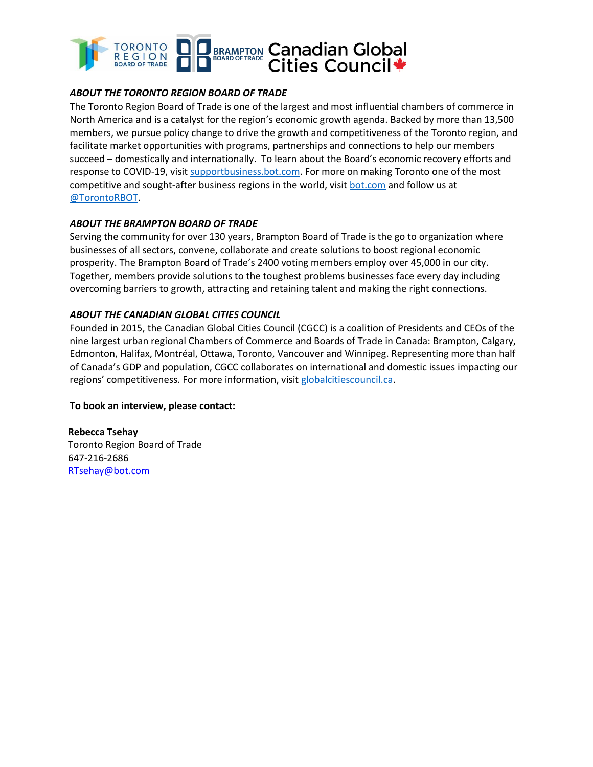***ABOUT THE TORONTO REGION BOARD OF TRADE***

The Toronto Region Board of Trade is one of the largest and most influential chambers of commerce in North America and is a catalyst for the region's economic growth agenda. Backed by more than 13,500 members, we pursue policy change to drive the growth and competitiveness of the Toronto region, and facilitate market opportunities with programs, partnerships and connections to help our members succeed – domestically and internationally. To learn about the Board's economic recovery efforts and response to COVID-19, visit supportbusiness.bot.com. For more on making Toronto one of the most competitive and sought-after business regions in the world, visit bot.com and follow us at @TorontoRBOT.

***ABOUT THE BRAMPTON BOARD OF TRADE***

Serving the community for over 130 years, Brampton Board of Trade is the go to organization where businesses of all sectors, convene, collaborate and create solutions to boost regional economic prosperity. The Brampton Board of Trade's 2400 voting members employ over 45,000 in our city. Together, members provide solutions to the toughest problems businesses face every day including overcoming barriers to growth, attracting and retaining talent and making the right connections.

***ABOUT THE CANADIAN GLOBAL CITIES COUNCIL***

Founded in 2015, the Canadian Global Cities Council (CGCC) is a coalition of Presidents and CEOs of the nine largest urban regional Chambers of Commerce and Boards of Trade in Canada: Brampton, Calgary, Edmonton, Halifax, Montréal, Ottawa, Toronto, Vancouver and Winnipeg. Representing more than half of Canada's GDP and population, CGCC collaborates on international and domestic issues impacting our regions' competitiveness. For more information, visit globalcitiescouncil.ca.

**To book an interview, please contact:**

**Rebecca Tsehay**
Toronto Region Board of Trade
647-216-2686
RTsehay@bot.com